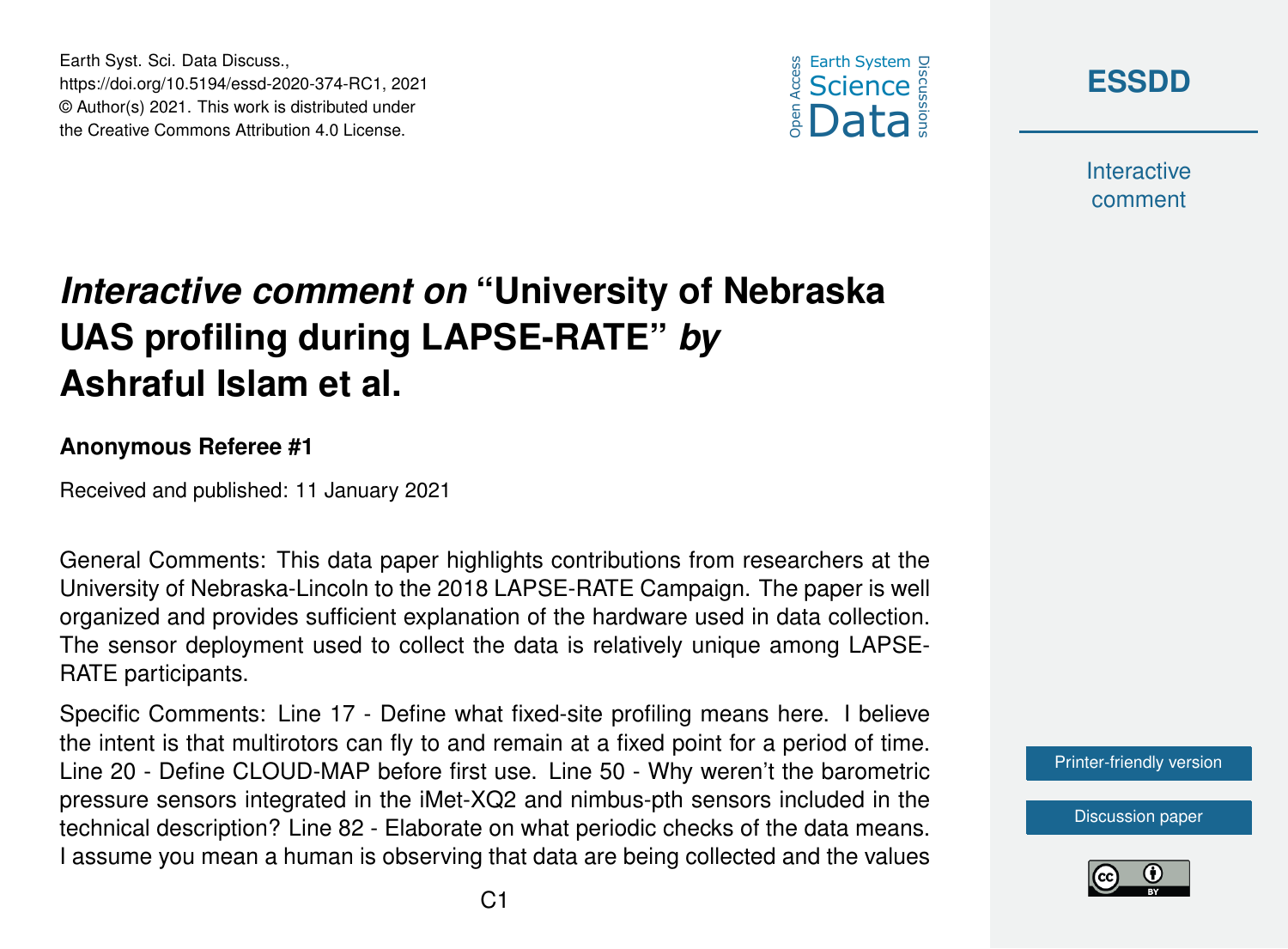# *Interactive comment on* "University of Nebraska UAS profiling during LAPSE-RATE" *by* Ashraful Islam et al.

**Anonymous Referee #1**

Received and published: 11 January 2021

General Comments: This data paper highlights contributions from researchers at the University of Nebraska-Lincoln to the 2018 LAPSE-RATE Campaign. The paper is well organized and provides sufficient explanation of the hardware used in data collection. The sensor deployment used to collect the data is relatively unique among LAPSE-RATE participants.

Specific Comments: Line 17 - Define what fixed-site profiling means here. I believe the intent is that multirotors can fly to and remain at a fixed point for a period of time. Line 20 - Define CLOUD-MAP before first use. Line 50 - Why weren't the barometric pressure sensors integrated in the iMet-XQ2 and nimbus-pth sensors included in the technical description? Line 82 - Elaborate on what periodic checks of the data means. I assume you mean a human is observing that data are being collected and the values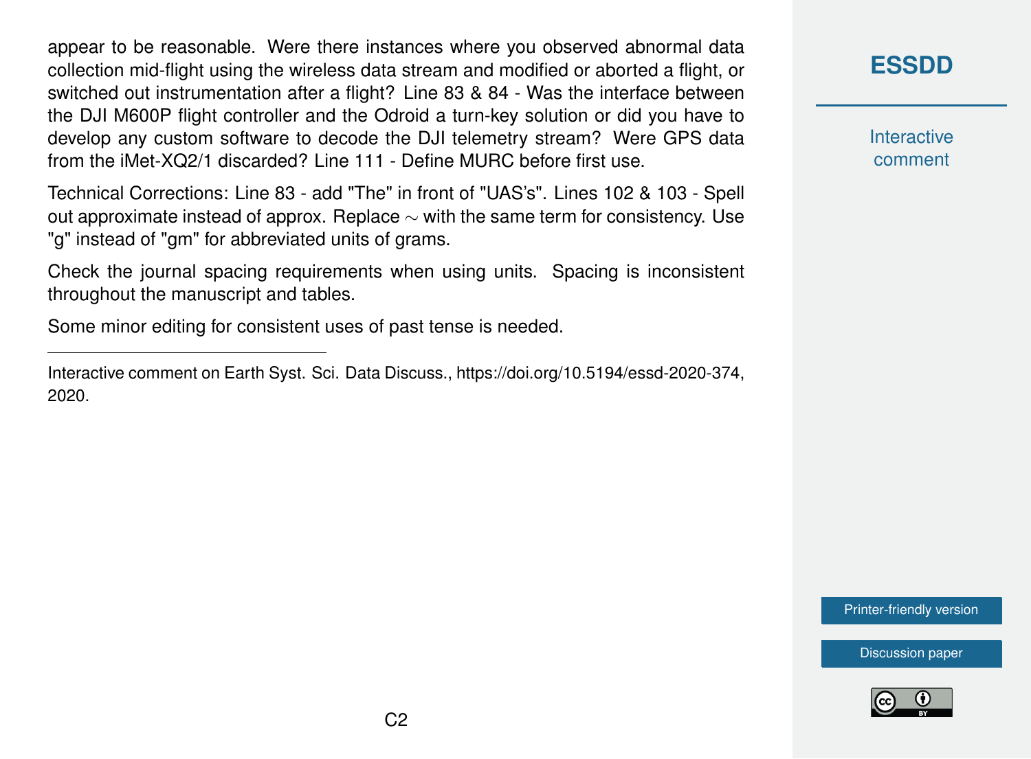appear to be reasonable. Were there instances where you observed abnormal data collection mid-flight using the wireless data stream and modified or aborted a flight, or switched out instrumentation after a flight? Line 83 & 84 - Was the interface between the DJI M600P flight controller and the Odroid a turn-key solution or did you have to develop any custom software to decode the DJI telemetry stream? Were GPS data from the iMet-XQ2/1 discarded? Line 111 - Define MURC before first use.

Technical Corrections: Line 83 - add "The" in front of "UAS's". Lines 102 & 103 - Spell out approximate instead of approx. Replace ~ with the same term for consistency. Use "g" instead of "gm" for abbreviated units of grams.

Check the journal spacing requirements when using units. Spacing is inconsistent throughout the manuscript and tables.

Some minor editing for consistent uses of past tense is needed.

---

Interactive comment on Earth Syst. Sci. Data Discuss., https://doi.org/10.5194/essd-2020-374, 2020.